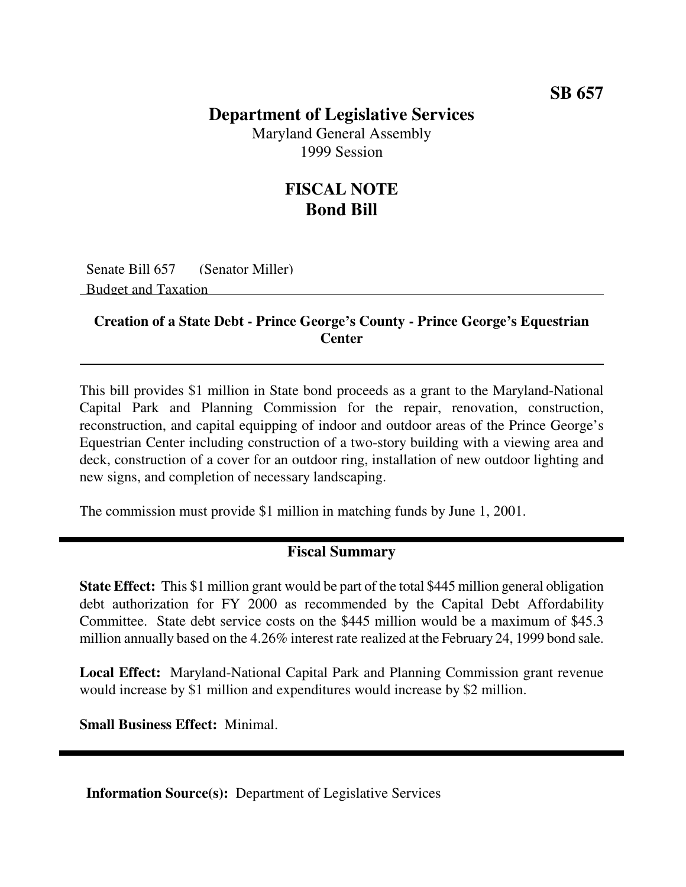**SB 657**

# Department of Legislative Services

Maryland General Assembly
1999 Session

## FISCAL NOTE
## Bond Bill

Senate Bill 657 (Senator Miller)
Budget and Taxation

### Creation of a State Debt - Prince George's County - Prince George's Equestrian Center

This bill provides $1 million in State bond proceeds as a grant to the Maryland-National Capital Park and Planning Commission for the repair, renovation, construction, reconstruction, and capital equipping of indoor and outdoor areas of the Prince George's Equestrian Center including construction of a two-story building with a viewing area and deck, construction of a cover for an outdoor ring, installation of new outdoor lighting and new signs, and completion of necessary landscaping.

The commission must provide $1 million in matching funds by June 1, 2001.

### Fiscal Summary

**State Effect:** This $1 million grant would be part of the total $445 million general obligation debt authorization for FY 2000 as recommended by the Capital Debt Affordability Committee. State debt service costs on the $445 million would be a maximum of $45.3 million annually based on the 4.26% interest rate realized at the February 24, 1999 bond sale.

**Local Effect:** Maryland-National Capital Park and Planning Commission grant revenue would increase by $1 million and expenditures would increase by $2 million.

**Small Business Effect:** Minimal.

**Information Source(s):** Department of Legislative Services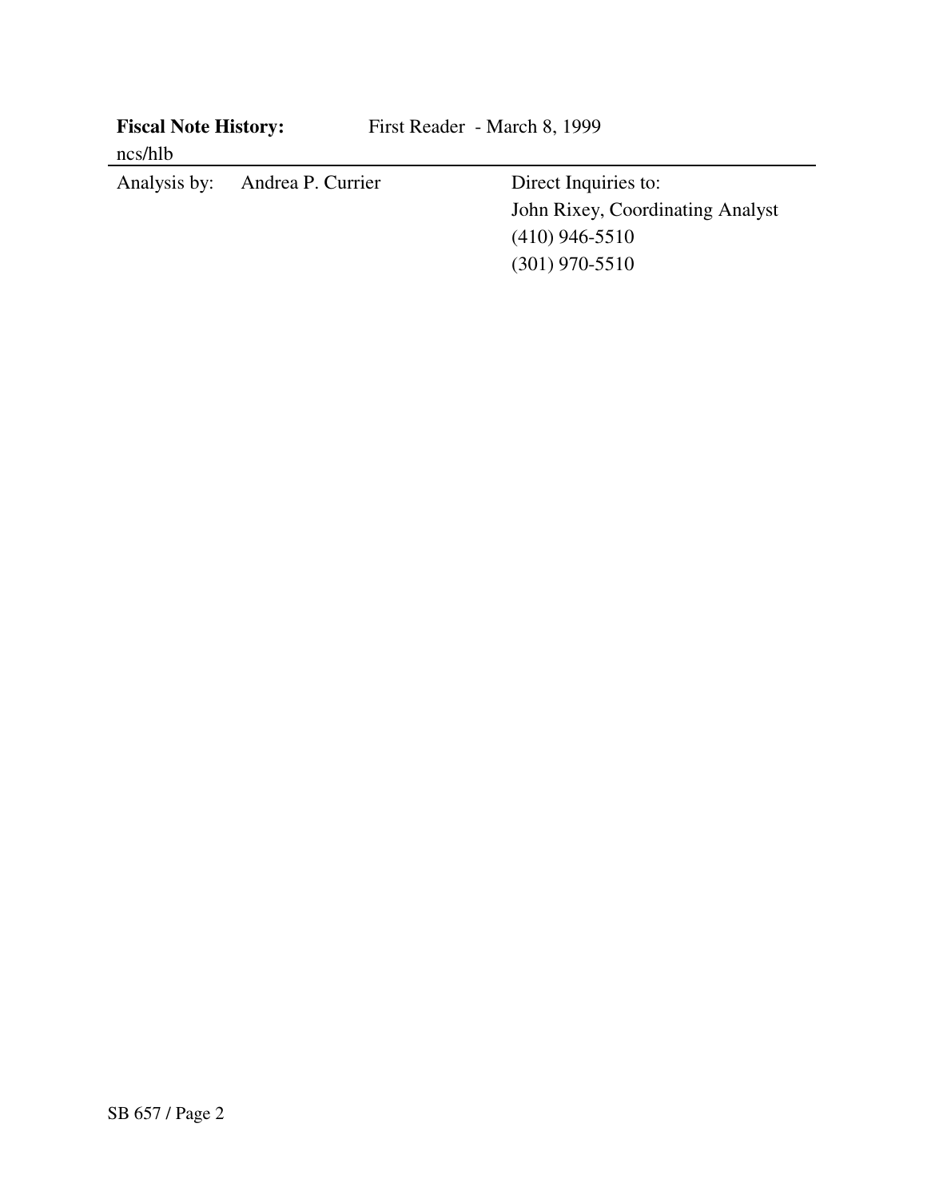**Fiscal Note History:** First Reader - March 8, 1999

ncs/hlb

| | |
|---|---|
| Analysis by: Andrea P. Currier | Direct Inquiries to:<br>John Rixey, Coordinating Analyst<br>(410) 946-5510<br>(301) 970-5510 |